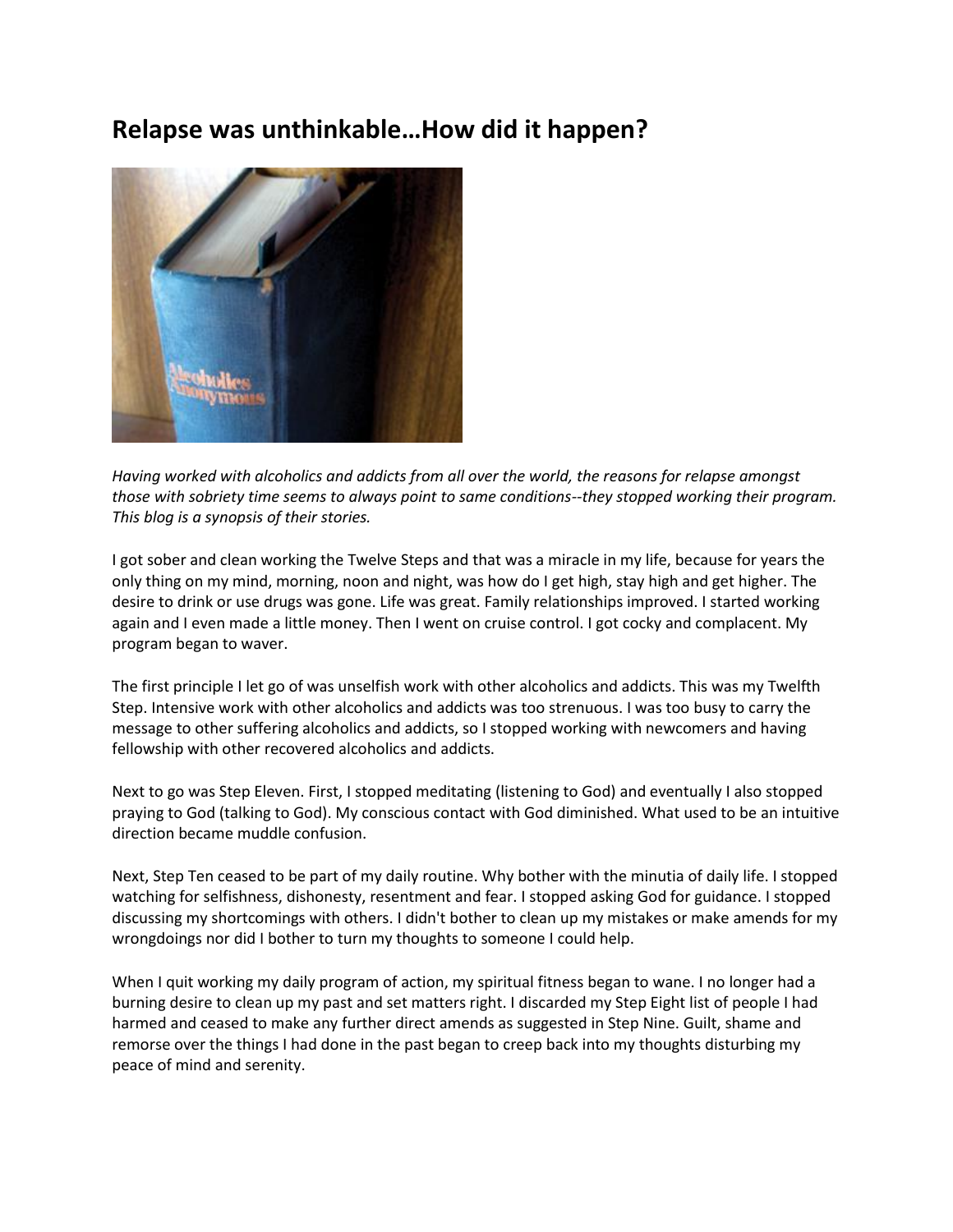# Relapse was unthinkable…How did it happen?

*Having worked with alcoholics and addicts from all over the world, the reasons for relapse amongst those with sobriety time seems to always point to same conditions--they stopped working their program. This blog is a synopsis of their stories.*

I got sober and clean working the Twelve Steps and that was a miracle in my life, because for years the only thing on my mind, morning, noon and night, was how do I get high, stay high and get higher. The desire to drink or use drugs was gone. Life was great. Family relationships improved. I started working again and I even made a little money. Then I went on cruise control. I got cocky and complacent. My program began to waver.

The first principle I let go of was unselfish work with other alcoholics and addicts. This was my Twelfth Step. Intensive work with other alcoholics and addicts was too strenuous. I was too busy to carry the message to other suffering alcoholics and addicts, so I stopped working with newcomers and having fellowship with other recovered alcoholics and addicts.

Next to go was Step Eleven. First, I stopped meditating (listening to God) and eventually I also stopped praying to God (talking to God). My conscious contact with God diminished. What used to be an intuitive direction became muddle confusion.

Next, Step Ten ceased to be part of my daily routine. Why bother with the minutia of daily life. I stopped watching for selfishness, dishonesty, resentment and fear. I stopped asking God for guidance. I stopped discussing my shortcomings with others. I didn't bother to clean up my mistakes or make amends for my wrongdoings nor did I bother to turn my thoughts to someone I could help.

When I quit working my daily program of action, my spiritual fitness began to wane. I no longer had a burning desire to clean up my past and set matters right. I discarded my Step Eight list of people I had harmed and ceased to make any further direct amends as suggested in Step Nine. Guilt, shame and remorse over the things I had done in the past began to creep back into my thoughts disturbing my peace of mind and serenity.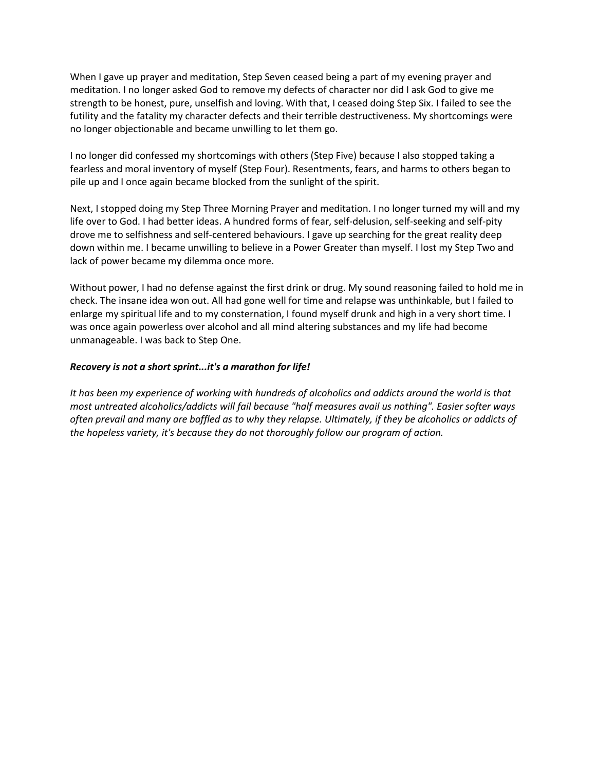When I gave up prayer and meditation, Step Seven ceased being a part of my evening prayer and meditation. I no longer asked God to remove my defects of character nor did I ask God to give me strength to be honest, pure, unselfish and loving. With that, I ceased doing Step Six. I failed to see the futility and the fatality my character defects and their terrible destructiveness. My shortcomings were no longer objectionable and became unwilling to let them go.

I no longer did confessed my shortcomings with others (Step Five) because I also stopped taking a fearless and moral inventory of myself (Step Four). Resentments, fears, and harms to others began to pile up and I once again became blocked from the sunlight of the spirit.

Next, I stopped doing my Step Three Morning Prayer and meditation. I no longer turned my will and my life over to God. I had better ideas. A hundred forms of fear, self-delusion, self-seeking and self-pity drove me to selfishness and self-centered behaviours. I gave up searching for the great reality deep down within me. I became unwilling to believe in a Power Greater than myself. I lost my Step Two and lack of power became my dilemma once more.

Without power, I had no defense against the first drink or drug. My sound reasoning failed to hold me in check. The insane idea won out. All had gone well for time and relapse was unthinkable, but I failed to enlarge my spiritual life and to my consternation, I found myself drunk and high in a very short time. I was once again powerless over alcohol and all mind altering substances and my life had become unmanageable. I was back to Step One.

***Recovery is not a short sprint...it's a marathon for life!***

*It has been my experience of working with hundreds of alcoholics and addicts around the world is that most untreated alcoholics/addicts will fail because "half measures avail us nothing". Easier softer ways often prevail and many are baffled as to why they relapse. Ultimately, if they be alcoholics or addicts of the hopeless variety, it's because they do not thoroughly follow our program of action.*